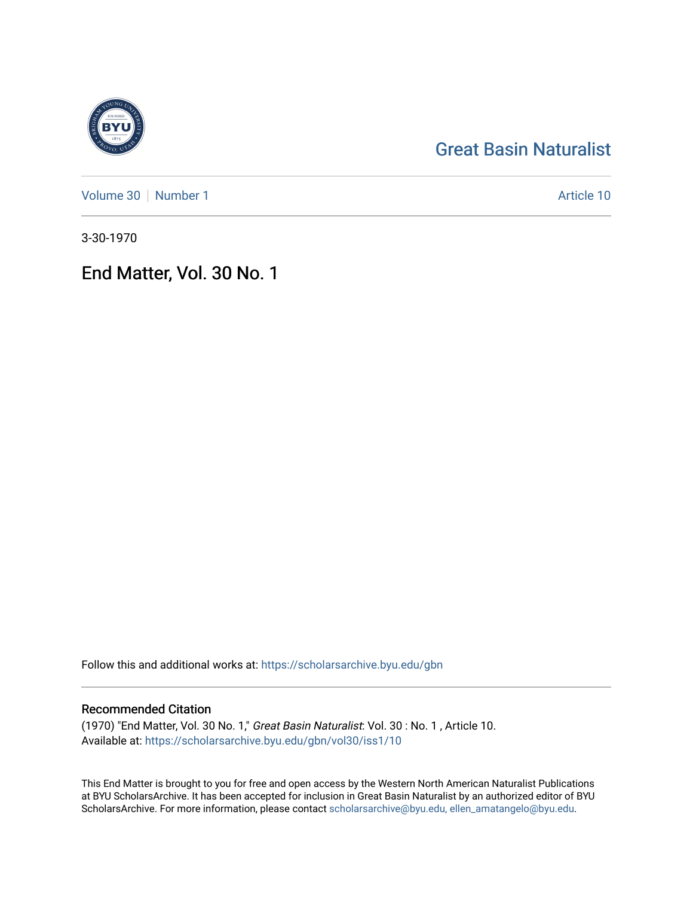# Great Basin Naturalist

Volume 30 | Number 1 — Article 10

3-30-1970

# End Matter, Vol. 30 No. 1

Follow this and additional works at: https://scholarsarchive.byu.edu/gbn

## Recommended Citation

(1970) "End Matter, Vol. 30 No. 1," *Great Basin Naturalist*: Vol. 30 : No. 1 , Article 10.
Available at: https://scholarsarchive.byu.edu/gbn/vol30/iss1/10

This End Matter is brought to you for free and open access by the Western North American Naturalist Publications at BYU ScholarsArchive. It has been accepted for inclusion in Great Basin Naturalist by an authorized editor of BYU ScholarsArchive. For more information, please contact scholarsarchive@byu.edu, ellen_amatangelo@byu.edu.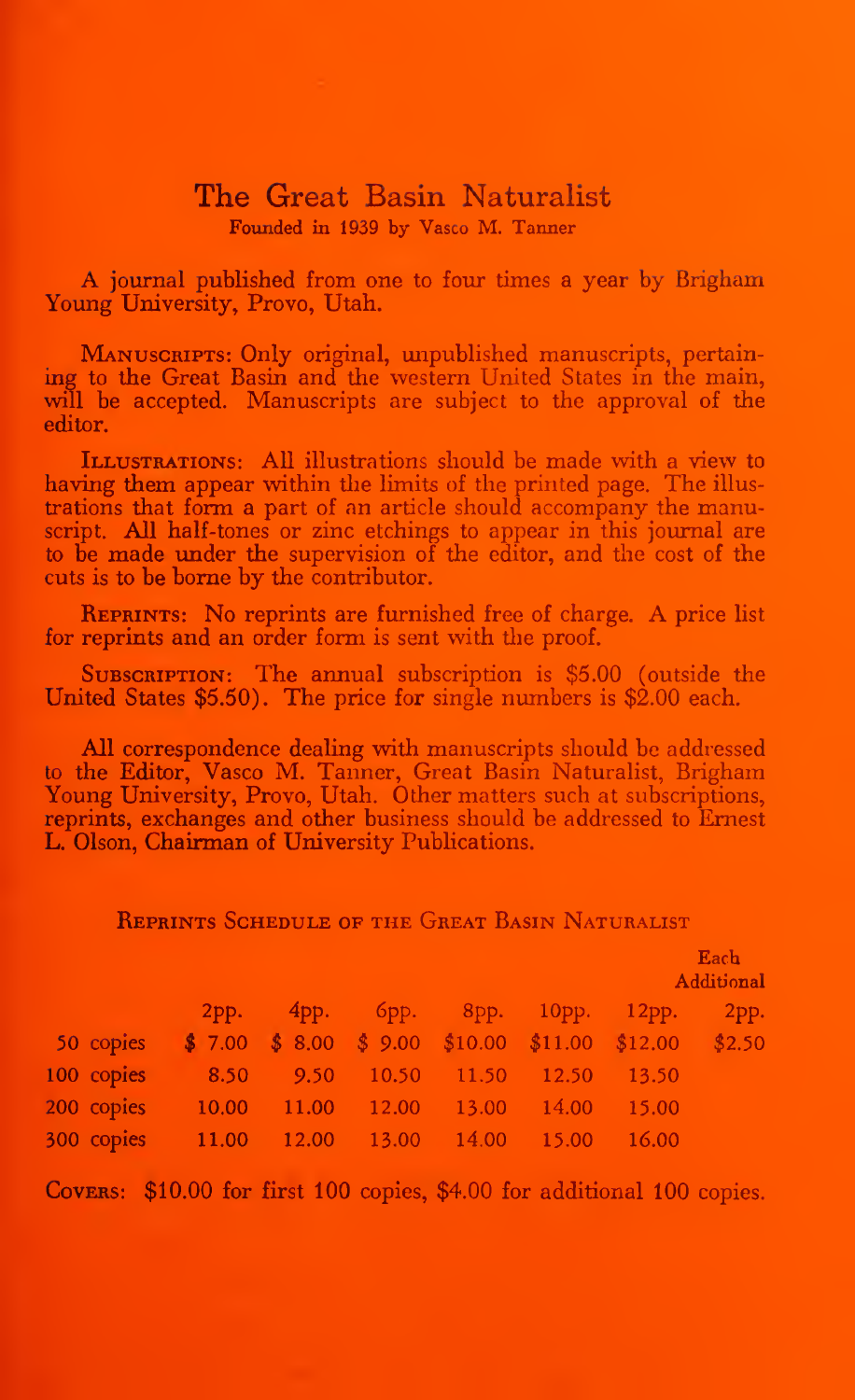# The Great Basin Naturalist

Founded in 1939 by Vasco M. Tanner

A journal published from one to four times a year by Brigham Young University, Provo, Utah.

**Manuscripts:** Only original, unpublished manuscripts, pertaining to the Great Basin and the western United States in the main, will be accepted. Manuscripts are subject to the approval of the editor.

**Illustrations:** All illustrations should be made with a view to having them appear within the limits of the printed page. The illustrations that form a part of an article should accompany the manuscript. All half-tones or zinc etchings to appear in this journal are to be made under the supervision of the editor, and the cost of the cuts is to be borne by the contributor.

**Reprints:** No reprints are furnished free of charge. A price list for reprints and an order form is sent with the proof.

**Subscription:** The annual subscription is $5.00 (outside the United States $5.50). The price for single numbers is $2.00 each.

All correspondence dealing with manuscripts should be addressed to the Editor, Vasco M. Tanner, Great Basin Naturalist, Brigham Young University, Provo, Utah. Other matters such at subscriptions, reprints, exchanges and other business should be addressed to Ernest L. Olson, Chairman of University Publications.

## Reprints Schedule of the Great Basin Naturalist

| | 2pp. | 4pp. | 6pp. | 8pp. | 10pp. | 12pp. | Each Additional 2pp. |
|---|---|---|---|---|---|---|---|
| 50 copies | $ 7.00 | $ 8.00 | $ 9.00 | $10.00 | $11.00 | $12.00 | $2.50 |
| 100 copies | 8.50 | 9.50 | 10.50 | 11.50 | 12.50 | 13.50 | |
| 200 copies | 10.00 | 11.00 | 12.00 | 13.00 | 14.00 | 15.00 | |
| 300 copies | 11.00 | 12.00 | 13.00 | 14.00 | 15.00 | 16.00 | |

**Covers:** $10.00 for first 100 copies, $4.00 for additional 100 copies.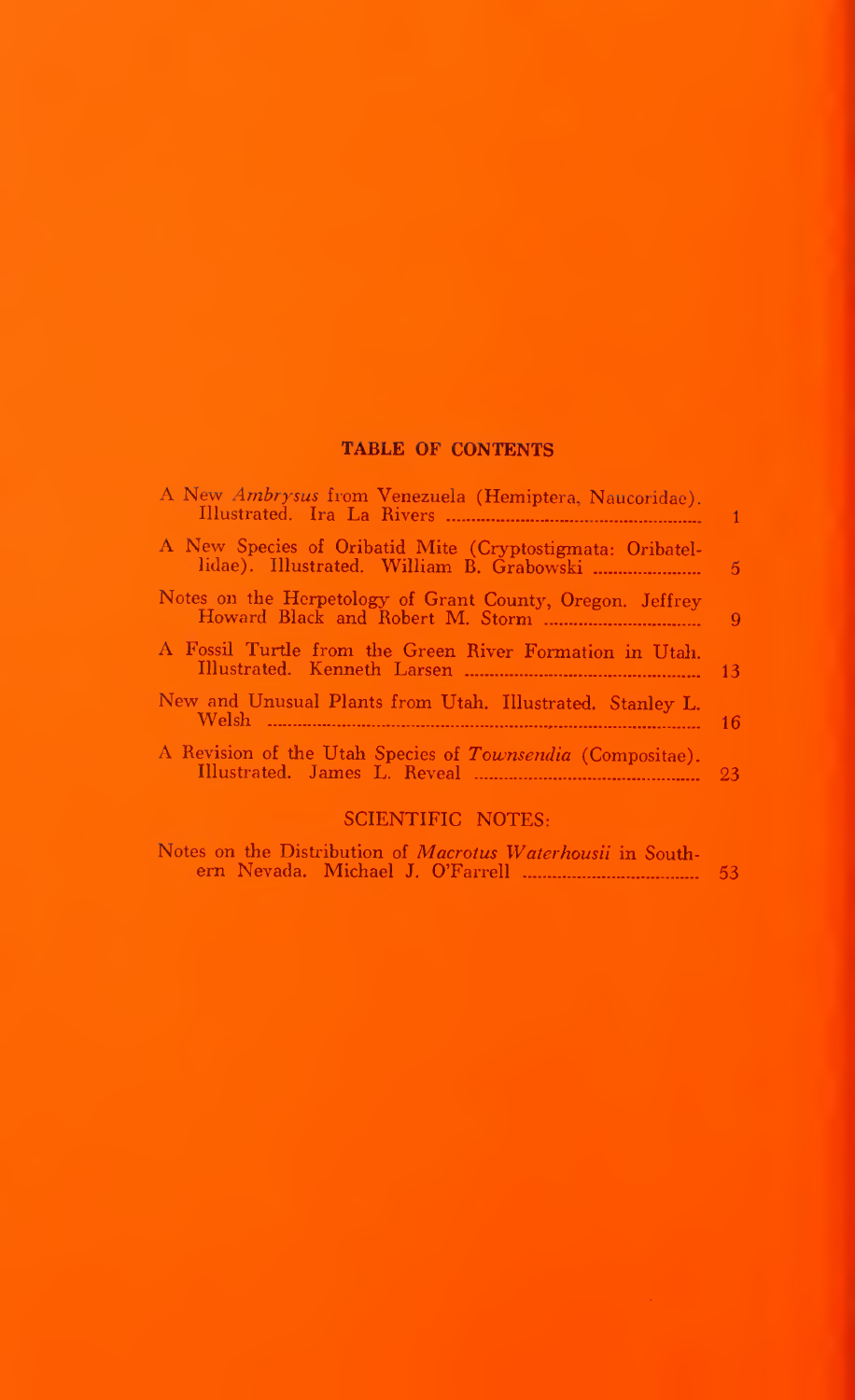## TABLE OF CONTENTS

| | |
|---|---|
| A New *Ambrysus* from Venezuela (Hemiptera, Naucoridae). Illustrated. Ira La Rivers | 1 |
| A New Species of Oribatid Mite (Cryptostigmata: Oribatellidae). Illustrated. William B. Grabowski | 5 |
| Notes on the Herpetology of Grant County, Oregon. Jeffrey Howard Black and Robert M. Storm | 9 |
| A Fossil Turtle from the Green River Formation in Utah. Illustrated. Kenneth Larsen | 13 |
| New and Unusual Plants from Utah. Illustrated. Stanley L. Welsh | 16 |
| A Revision of the Utah Species of *Townsendia* (Compositae). Illustrated. James L. Reveal | 23 |

### SCIENTIFIC NOTES:

| | |
|---|---|
| Notes on the Distribution of *Macrotus Waterhousii* in Southern Nevada. Michael J. O'Farrell | 53 |